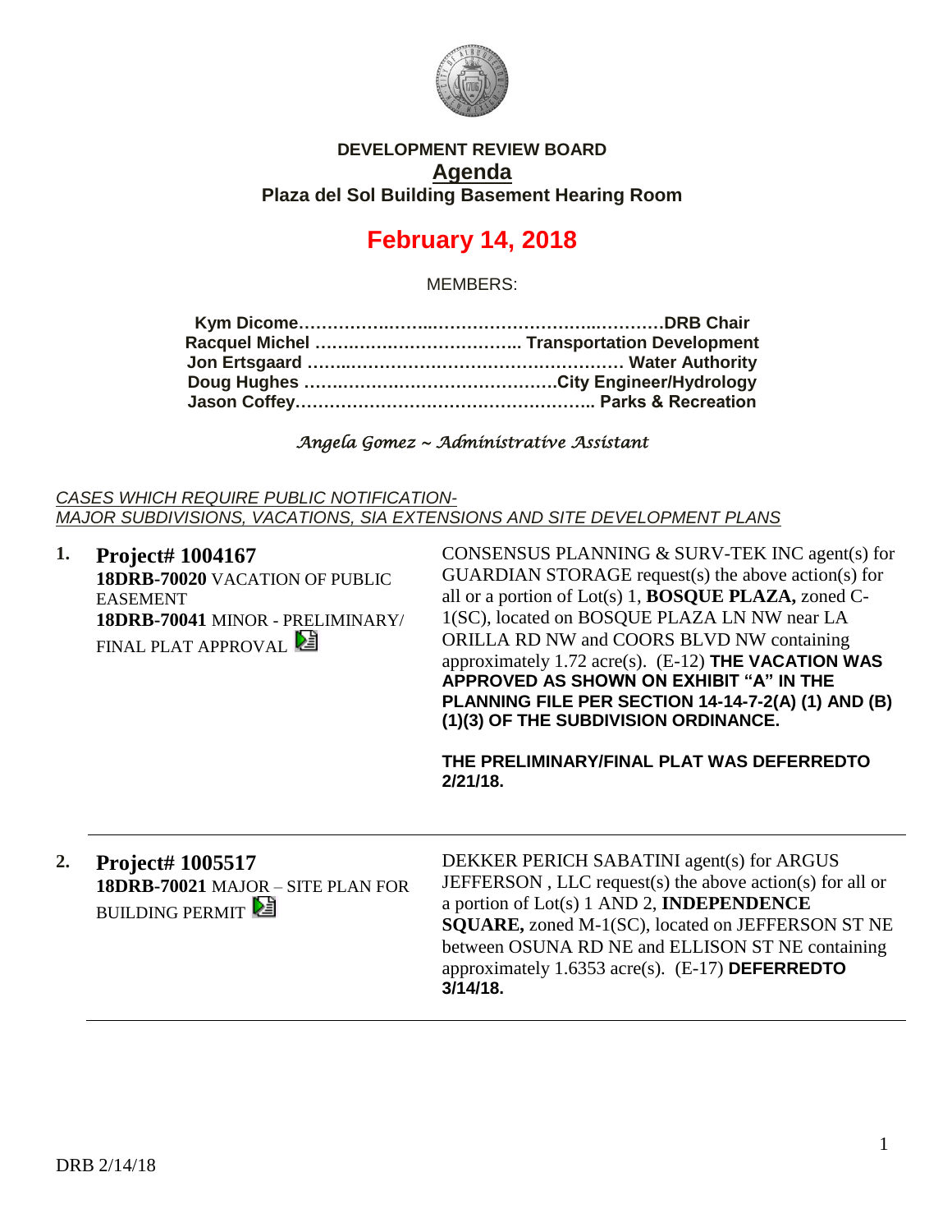**DEVELOPMENT REVIEW BOARD**

**Agenda**

**Plaza del Sol Building Basement Hearing Room**

# February 14, 2018

MEMBERS:

**Kym Dicome……………………………………………………DRB Chair**
**Racquel Michel ……………………………… Transportation Development**
**Jon Ertsgaard ……………………………………………… Water Authority**
**Doug Hughes ………………………………………City Engineer/Hydrology**
**Jason Coffey……………………………………………… Parks & Recreation**

*Angela Gomez ~ Administrative Assistant*

*CASES WHICH REQUIRE PUBLIC NOTIFICATION-*
*MAJOR SUBDIVISIONS, VACATIONS, SIA EXTENSIONS AND SITE DEVELOPMENT PLANS*

**1. Project# 1004167**
**18DRB-70020** VACATION OF PUBLIC EASEMENT
**18DRB-70041** MINOR - PRELIMINARY/ FINAL PLAT APPROVAL

CONSENSUS PLANNING & SURV-TEK INC agent(s) for GUARDIAN STORAGE request(s) the above action(s) for all or a portion of Lot(s) 1, **BOSQUE PLAZA,** zoned C-1(SC), located on BOSQUE PLAZA LN NW near LA ORILLA RD NW and COORS BLVD NW containing approximately 1.72 acre(s). (E-12) **THE VACATION WAS APPROVED AS SHOWN ON EXHIBIT "A" IN THE PLANNING FILE PER SECTION 14-14-7-2(A) (1) AND (B) (1)(3) OF THE SUBDIVISION ORDINANCE.**

**THE PRELIMINARY/FINAL PLAT WAS DEFERREDTO 2/21/18.**

---

**2. Project# 1005517**
**18DRB-70021** MAJOR – SITE PLAN FOR BUILDING PERMIT

DEKKER PERICH SABATINI agent(s) for ARGUS JEFFERSON , LLC request(s) the above action(s) for all or a portion of Lot(s) 1 AND 2, **INDEPENDENCE SQUARE,** zoned M-1(SC), located on JEFFERSON ST NE between OSUNA RD NE and ELLISON ST NE containing approximately 1.6353 acre(s). (E-17) **DEFERREDTO 3/14/18.**

---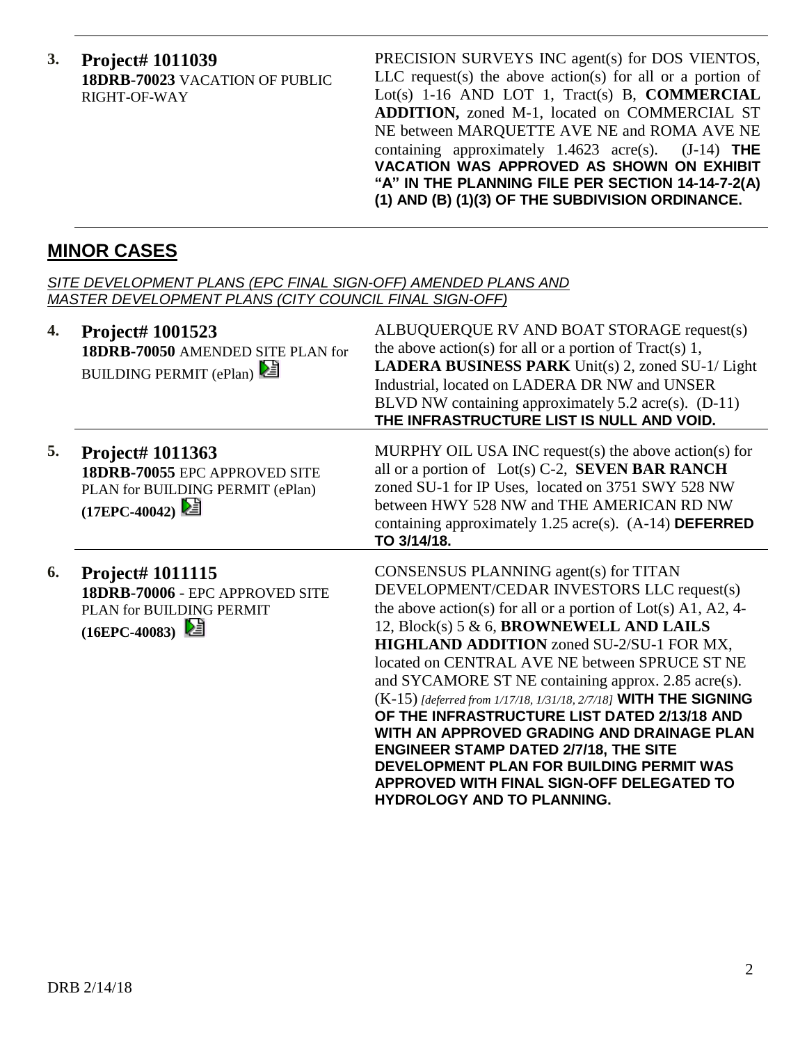**3.** **Project# 1011039**
**18DRB-70023** VACATION OF PUBLIC RIGHT-OF-WAY

PRECISION SURVEYS INC agent(s) for DOS VIENTOS, LLC request(s) the above action(s) for all or a portion of Lot(s) 1-16 AND LOT 1, Tract(s) B, **COMMERCIAL ADDITION,** zoned M-1, located on COMMERCIAL ST NE between MARQUETTE AVE NE and ROMA AVE NE containing approximately 1.4623 acre(s). (J-14) **THE VACATION WAS APPROVED AS SHOWN ON EXHIBIT "A" IN THE PLANNING FILE PER SECTION 14-14-7-2(A) (1) AND (B) (1)(3) OF THE SUBDIVISION ORDINANCE.**

## MINOR CASES

*SITE DEVELOPMENT PLANS (EPC FINAL SIGN-OFF) AMENDED PLANS AND MASTER DEVELOPMENT PLANS (CITY COUNCIL FINAL SIGN-OFF)*

**4.** **Project# 1001523**
**18DRB-70050** AMENDED SITE PLAN for BUILDING PERMIT (ePlan)

ALBUQUERQUE RV AND BOAT STORAGE request(s) the above action(s) for all or a portion of Tract(s) 1, **LADERA BUSINESS PARK** Unit(s) 2, zoned SU-1/ Light Industrial, located on LADERA DR NW and UNSER BLVD NW containing approximately 5.2 acre(s). (D-11) **THE INFRASTRUCTURE LIST IS NULL AND VOID.**

**5.** **Project# 1011363**
**18DRB-70055** EPC APPROVED SITE PLAN for BUILDING PERMIT (ePlan) **(17EPC-40042)**

MURPHY OIL USA INC request(s) the above action(s) for all or a portion of Lot(s) C-2, **SEVEN BAR RANCH** zoned SU-1 for IP Uses, located on 3751 SWY 528 NW between HWY 528 NW and THE AMERICAN RD NW containing approximately 1.25 acre(s). (A-14) **DEFERRED TO 3/14/18.**

**6.** **Project# 1011115**
**18DRB-70006** - EPC APPROVED SITE PLAN for BUILDING PERMIT **(16EPC-40083)**

CONSENSUS PLANNING agent(s) for TITAN DEVELOPMENT/CEDAR INVESTORS LLC request(s) the above action(s) for all or a portion of Lot(s) A1, A2, 4-12, Block(s) 5 & 6, **BROWNEWELL AND LAILS HIGHLAND ADDITION** zoned SU-2/SU-1 FOR MX, located on CENTRAL AVE NE between SPRUCE ST NE and SYCAMORE ST NE containing approx. 2.85 acre(s). (K-15) *[deferred from 1/17/18, 1/31/18, 2/7/18]* **WITH THE SIGNING OF THE INFRASTRUCTURE LIST DATED 2/13/18 AND WITH AN APPROVED GRADING AND DRAINAGE PLAN ENGINEER STAMP DATED 2/7/18, THE SITE DEVELOPMENT PLAN FOR BUILDING PERMIT WAS APPROVED WITH FINAL SIGN-OFF DELEGATED TO HYDROLOGY AND TO PLANNING.**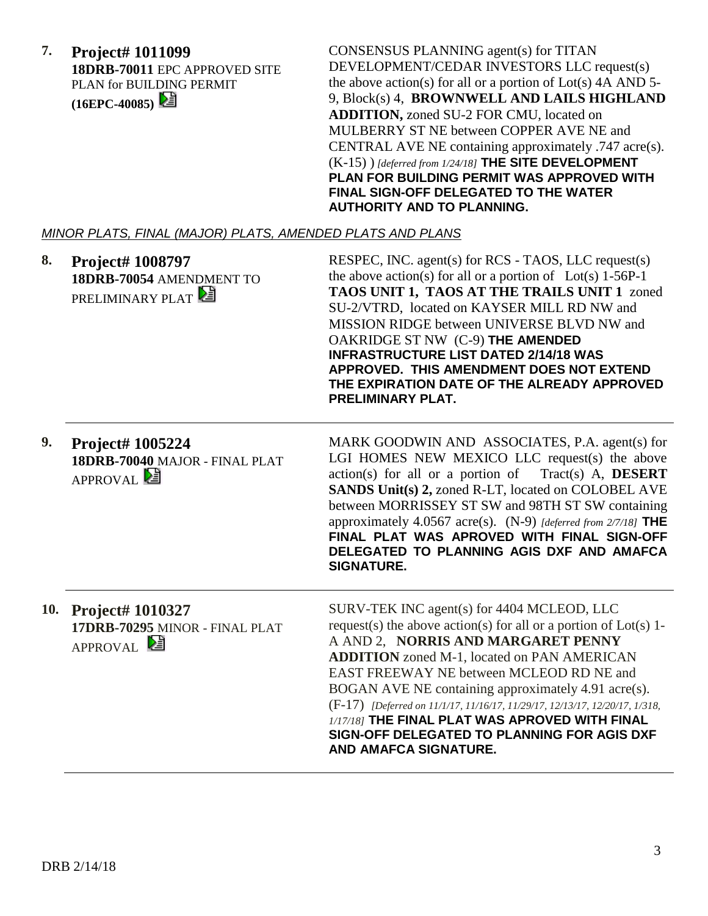**7. Project# 1011099**
**18DRB-70011** EPC APPROVED SITE PLAN for BUILDING PERMIT **(16EPC-40085)**

CONSENSUS PLANNING agent(s) for TITAN DEVELOPMENT/CEDAR INVESTORS LLC request(s) the above action(s) for all or a portion of Lot(s) 4A AND 5-9, Block(s) 4, **BROWNWELL AND LAILS HIGHLAND ADDITION,** zoned SU-2 FOR CMU, located on MULBERRY ST NE between COPPER AVE NE and CENTRAL AVE NE containing approximately .747 acre(s). (K-15) ) *[deferred from 1/24/18]* **THE SITE DEVELOPMENT PLAN FOR BUILDING PERMIT WAS APPROVED WITH FINAL SIGN-OFF DELEGATED TO THE WATER AUTHORITY AND TO PLANNING.**

*MINOR PLATS, FINAL (MAJOR) PLATS, AMENDED PLATS AND PLANS*

**8. Project# 1008797**
**18DRB-70054** AMENDMENT TO PRELIMINARY PLAT

RESPEC, INC. agent(s) for RCS - TAOS, LLC request(s) the above action(s) for all or a portion of Lot(s) 1-56P-1 **TAOS UNIT 1, TAOS AT THE TRAILS UNIT 1** zoned SU-2/VTRD, located on KAYSER MILL RD NW and MISSION RIDGE between UNIVERSE BLVD NW and OAKRIDGE ST NW (C-9) **THE AMENDED INFRASTRUCTURE LIST DATED 2/14/18 WAS APPROVED. THIS AMENDMENT DOES NOT EXTEND THE EXPIRATION DATE OF THE ALREADY APPROVED PRELIMINARY PLAT.**

---

**9. Project# 1005224**
**18DRB-70040** MAJOR - FINAL PLAT APPROVAL

MARK GOODWIN AND ASSOCIATES, P.A. agent(s) for LGI HOMES NEW MEXICO LLC request(s) the above action(s) for all or a portion of Tract(s) A, **DESERT SANDS Unit(s) 2,** zoned R-LT, located on COLOBEL AVE between MORRISSEY ST SW and 98TH ST SW containing approximately 4.0567 acre(s). (N-9) *[deferred from 2/7/18]* **THE FINAL PLAT WAS APROVED WITH FINAL SIGN-OFF DELEGATED TO PLANNING AGIS DXF AND AMAFCA SIGNATURE.**

---

**10. Project# 1010327**
**17DRB-70295** MINOR - FINAL PLAT APPROVAL

SURV-TEK INC agent(s) for 4404 MCLEOD, LLC request(s) the above action(s) for all or a portion of Lot(s) 1-A AND 2, **NORRIS AND MARGARET PENNY ADDITION** zoned M-1, located on PAN AMERICAN EAST FREEWAY NE between MCLEOD RD NE and BOGAN AVE NE containing approximately 4.91 acre(s). (F-17) *[Deferred on 11/1/17, 11/16/17, 11/29/17, 12/13/17, 12/20/17, 1/318, 1/17/18]* **THE FINAL PLAT WAS APROVED WITH FINAL SIGN-OFF DELEGATED TO PLANNING FOR AGIS DXF AND AMAFCA SIGNATURE.**

---

DRB 2/14/18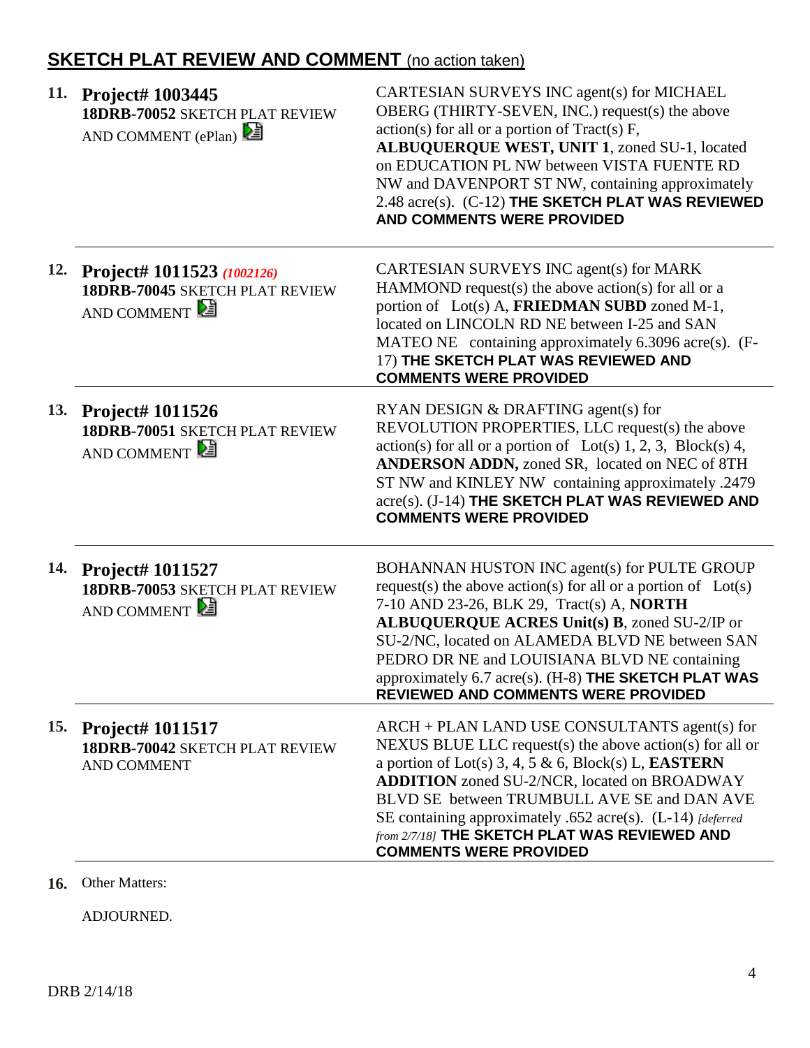## SKETCH PLAT REVIEW AND COMMENT (no action taken)

| | | |
|---|---|---|
| **11.** | **Project# 1003445**<br>**18DRB-70052** SKETCH PLAT REVIEW AND COMMENT (ePlan) | CARTESIAN SURVEYS INC agent(s) for MICHAEL OBERG (THIRTY-SEVEN, INC.) request(s) the above action(s) for all or a portion of Tract(s) F, **ALBUQUERQUE WEST, UNIT 1**, zoned SU-1, located on EDUCATION PL NW between VISTA FUENTE RD NW and DAVENPORT ST NW, containing approximately 2.48 acre(s). (C-12) **THE SKETCH PLAT WAS REVIEWED AND COMMENTS WERE PROVIDED** |
| **12.** | **Project# 1011523** ***(1002126)***<br>**18DRB-70045** SKETCH PLAT REVIEW AND COMMENT | CARTESIAN SURVEYS INC agent(s) for MARK HAMMOND request(s) the above action(s) for all or a portion of Lot(s) A, **FRIEDMAN SUBD** zoned M-1, located on LINCOLN RD NE between I-25 and SAN MATEO NE containing approximately 6.3096 acre(s). (F-17) **THE SKETCH PLAT WAS REVIEWED AND COMMENTS WERE PROVIDED** |
| **13.** | **Project# 1011526**<br>**18DRB-70051** SKETCH PLAT REVIEW AND COMMENT | RYAN DESIGN & DRAFTING agent(s) for REVOLUTION PROPERTIES, LLC request(s) the above action(s) for all or a portion of Lot(s) 1, 2, 3, Block(s) 4, **ANDERSON ADDN,** zoned SR, located on NEC of 8TH ST NW and KINLEY NW containing approximately .2479 acre(s). (J-14) **THE SKETCH PLAT WAS REVIEWED AND COMMENTS WERE PROVIDED** |
| **14.** | **Project# 1011527**<br>**18DRB-70053** SKETCH PLAT REVIEW AND COMMENT | BOHANNAN HUSTON INC agent(s) for PULTE GROUP request(s) the above action(s) for all or a portion of Lot(s) 7-10 AND 23-26, BLK 29, Tract(s) A, **NORTH ALBUQUERQUE ACRES Unit(s) B**, zoned SU-2/IP or SU-2/NC, located on ALAMEDA BLVD NE between SAN PEDRO DR NE and LOUISIANA BLVD NE containing approximately 6.7 acre(s). (H-8) **THE SKETCH PLAT WAS REVIEWED AND COMMENTS WERE PROVIDED** |
| **15.** | **Project# 1011517**<br>**18DRB-70042** SKETCH PLAT REVIEW AND COMMENT | ARCH + PLAN LAND USE CONSULTANTS agent(s) for NEXUS BLUE LLC request(s) the above action(s) for all or a portion of Lot(s) 3, 4, 5 & 6, Block(s) L, **EASTERN ADDITION** zoned SU-2/NCR, located on BROADWAY BLVD SE between TRUMBULL AVE SE and DAN AVE SE containing approximately .652 acre(s). (L-14) *[deferred from 2/7/18]* **THE SKETCH PLAT WAS REVIEWED AND COMMENTS WERE PROVIDED** |

**16.** Other Matters:

ADJOURNED.

DRB 2/14/18